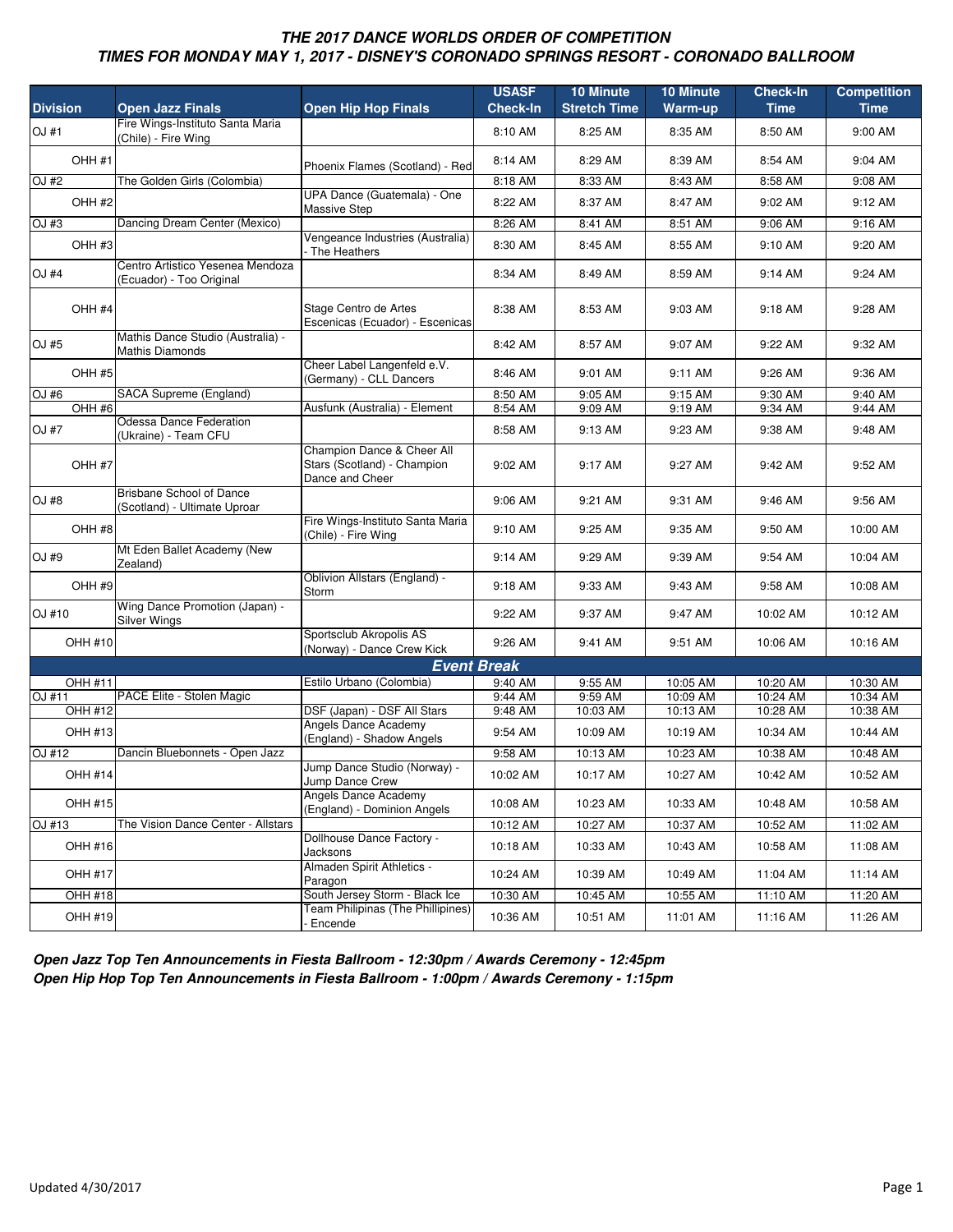### THE 2017 DANCE WORLDS ORDER OF COMPETITION

### TIMES FOR MONDAY MAY 1, 2017 - DISNEY'S CORONADO SPRINGS RESORT - CORONADO BALLROOM

| Division | Open Jazz Finals | Open Hip Hop Finals | USASF Check-In | 10 Minute Stretch Time | 10 Minute Warm-up | Check-In Time | Competition Time |
|---|---|---|---|---|---|---|---|
| OJ #1 | Fire Wings-Instituto Santa Maria (Chile) - Fire Wing | | 8:10 AM | 8:25 AM | 8:35 AM | 8:50 AM | 9:00 AM |
| OHH #1 | | Phoenix Flames (Scotland) - Red | 8:14 AM | 8:29 AM | 8:39 AM | 8:54 AM | 9:04 AM |
| OJ #2 | The Golden Girls (Colombia) | | 8:18 AM | 8:33 AM | 8:43 AM | 8:58 AM | 9:08 AM |
| OHH #2 | | UPA Dance (Guatemala) - One Massive Step | 8:22 AM | 8:37 AM | 8:47 AM | 9:02 AM | 9:12 AM |
| OJ #3 | Dancing Dream Center (Mexico) | | 8:26 AM | 8:41 AM | 8:51 AM | 9:06 AM | 9:16 AM |
| OHH #3 | | Vengeance Industries (Australia) - The Heathers | 8:30 AM | 8:45 AM | 8:55 AM | 9:10 AM | 9:20 AM |
| OJ #4 | Centro Artistico Yesenea Mendoza (Ecuador) - Too Original | | 8:34 AM | 8:49 AM | 8:59 AM | 9:14 AM | 9:24 AM |
| OHH #4 | | Stage Centro de Artes Escenicas (Ecuador) - Escenicas | 8:38 AM | 8:53 AM | 9:03 AM | 9:18 AM | 9:28 AM |
| OJ #5 | Mathis Dance Studio (Australia) - Mathis Diamonds | | 8:42 AM | 8:57 AM | 9:07 AM | 9:22 AM | 9:32 AM |
| OHH #5 | | Cheer Label Langenfeld e.V. (Germany) - CLL Dancers | 8:46 AM | 9:01 AM | 9:11 AM | 9:26 AM | 9:36 AM |
| OJ #6 | SACA Supreme (England) | | 8:50 AM | 9:05 AM | 9:15 AM | 9:30 AM | 9:40 AM |
| OHH #6 | | Ausfunk (Australia) - Element | 8:54 AM | 9:09 AM | 9:19 AM | 9:34 AM | 9:44 AM |
| OJ #7 | Odessa Dance Federation (Ukraine) - Team CFU | | 8:58 AM | 9:13 AM | 9:23 AM | 9:38 AM | 9:48 AM |
| OHH #7 | | Champion Dance & Cheer All Stars (Scotland) - Champion Dance and Cheer | 9:02 AM | 9:17 AM | 9:27 AM | 9:42 AM | 9:52 AM |
| OJ #8 | Brisbane School of Dance (Scotland) - Ultimate Uproar | | 9:06 AM | 9:21 AM | 9:31 AM | 9:46 AM | 9:56 AM |
| OHH #8 | | Fire Wings-Instituto Santa Maria (Chile) - Fire Wing | 9:10 AM | 9:25 AM | 9:35 AM | 9:50 AM | 10:00 AM |
| OJ #9 | Mt Eden Ballet Academy (New Zealand) | | 9:14 AM | 9:29 AM | 9:39 AM | 9:54 AM | 10:04 AM |
| OHH #9 | | Oblivion Allstars (England) - Storm | 9:18 AM | 9:33 AM | 9:43 AM | 9:58 AM | 10:08 AM |
| OJ #10 | Wing Dance Promotion (Japan) - Silver Wings | | 9:22 AM | 9:37 AM | 9:47 AM | 10:02 AM | 10:12 AM |
| OHH #10 | | Sportsclub Akropolis AS (Norway) - Dance Crew Kick | 9:26 AM | 9:41 AM | 9:51 AM | 10:06 AM | 10:16 AM |
| **Event Break** | | | | | | | |
| OHH #11 | | Estilo Urbano (Colombia) | 9:40 AM | 9:55 AM | 10:05 AM | 10:20 AM | 10:30 AM |
| OJ #11 | PACE Elite - Stolen Magic | | 9:44 AM | 9:59 AM | 10:09 AM | 10:24 AM | 10:34 AM |
| OHH #12 | | DSF (Japan) - DSF All Stars | 9:48 AM | 10:03 AM | 10:13 AM | 10:28 AM | 10:38 AM |
| OHH #13 | | Angels Dance Academy (England) - Shadow Angels | 9:54 AM | 10:09 AM | 10:19 AM | 10:34 AM | 10:44 AM |
| OJ #12 | Dancin Bluebonnets - Open Jazz | | 9:58 AM | 10:13 AM | 10:23 AM | 10:38 AM | 10:48 AM |
| OHH #14 | | Jump Dance Studio (Norway) - Jump Dance Crew | 10:02 AM | 10:17 AM | 10:27 AM | 10:42 AM | 10:52 AM |
| OHH #15 | | Angels Dance Academy (England) - Dominion Angels | 10:08 AM | 10:23 AM | 10:33 AM | 10:48 AM | 10:58 AM |
| OJ #13 | The Vision Dance Center - Allstars | | 10:12 AM | 10:27 AM | 10:37 AM | 10:52 AM | 11:02 AM |
| OHH #16 | | Dollhouse Dance Factory - Jacksons | 10:18 AM | 10:33 AM | 10:43 AM | 10:58 AM | 11:08 AM |
| OHH #17 | | Almaden Spirit Athletics - Paragon | 10:24 AM | 10:39 AM | 10:49 AM | 11:04 AM | 11:14 AM |
| OHH #18 | | South Jersey Storm - Black Ice | 10:30 AM | 10:45 AM | 10:55 AM | 11:10 AM | 11:20 AM |
| OHH #19 | | Team Philipinas (The Phillipines) - Encende | 10:36 AM | 10:51 AM | 11:01 AM | 11:16 AM | 11:26 AM |

***Open Jazz Top Ten Announcements in Fiesta Ballroom - 12:30pm / Awards Ceremony - 12:45pm***

***Open Hip Hop Top Ten Announcements in Fiesta Ballroom - 1:00pm / Awards Ceremony - 1:15pm***

Updated 4/30/2017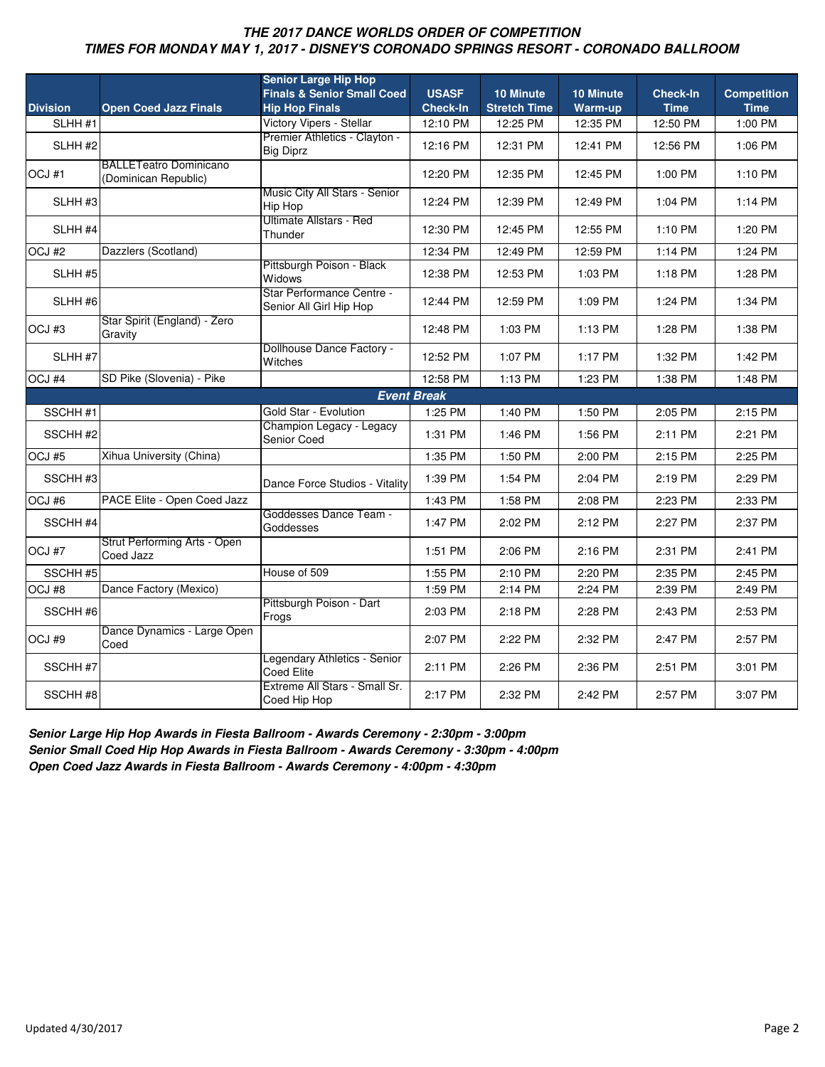### THE 2017 DANCE WORLDS ORDER OF COMPETITION
### TIMES FOR MONDAY MAY 1, 2017 - DISNEY'S CORONADO SPRINGS RESORT - CORONADO BALLROOM

| Division | Open Coed Jazz Finals | Senior Large Hip Hop Finals & Senior Small Coed Hip Hop Finals | USASF Check-In | 10 Minute Stretch Time | 10 Minute Warm-up | Check-In Time | Competition Time |
|---|---|---|---|---|---|---|---|
| SLHH #1 | | Victory Vipers - Stellar | 12:10 PM | 12:25 PM | 12:35 PM | 12:50 PM | 1:00 PM |
| SLHH #2 | | Premier Athletics - Clayton - Big Diprz | 12:16 PM | 12:31 PM | 12:41 PM | 12:56 PM | 1:06 PM |
| OCJ #1 | BALLETeatro Dominicano (Dominican Republic) | | 12:20 PM | 12:35 PM | 12:45 PM | 1:00 PM | 1:10 PM |
| SLHH #3 | | Music City All Stars - Senior Hip Hop | 12:24 PM | 12:39 PM | 12:49 PM | 1:04 PM | 1:14 PM |
| SLHH #4 | | Ultimate Allstars - Red Thunder | 12:30 PM | 12:45 PM | 12:55 PM | 1:10 PM | 1:20 PM |
| OCJ #2 | Dazzlers (Scotland) | | 12:34 PM | 12:49 PM | 12:59 PM | 1:14 PM | 1:24 PM |
| SLHH #5 | | Pittsburgh Poison - Black Widows | 12:38 PM | 12:53 PM | 1:03 PM | 1:18 PM | 1:28 PM |
| SLHH #6 | | Star Performance Centre - Senior All Girl Hip Hop | 12:44 PM | 12:59 PM | 1:09 PM | 1:24 PM | 1:34 PM |
| OCJ #3 | Star Spirit (England) - Zero Gravity | | 12:48 PM | 1:03 PM | 1:13 PM | 1:28 PM | 1:38 PM |
| SLHH #7 | | Dollhouse Dance Factory - Witches | 12:52 PM | 1:07 PM | 1:17 PM | 1:32 PM | 1:42 PM |
| OCJ #4 | SD Pike (Slovenia) - Pike | | 12:58 PM | 1:13 PM | 1:23 PM | 1:38 PM | 1:48 PM |
| | | **Event Break** | | | | | |
| SSCHH #1 | | Gold Star - Evolution | 1:25 PM | 1:40 PM | 1:50 PM | 2:05 PM | 2:15 PM |
| SSCHH #2 | | Champion Legacy - Legacy Senior Coed | 1:31 PM | 1:46 PM | 1:56 PM | 2:11 PM | 2:21 PM |
| OCJ #5 | Xihua University (China) | | 1:35 PM | 1:50 PM | 2:00 PM | 2:15 PM | 2:25 PM |
| SSCHH #3 | | Dance Force Studios - Vitality | 1:39 PM | 1:54 PM | 2:04 PM | 2:19 PM | 2:29 PM |
| OCJ #6 | PACE Elite - Open Coed Jazz | | 1:43 PM | 1:58 PM | 2:08 PM | 2:23 PM | 2:33 PM |
| SSCHH #4 | | Goddesses Dance Team - Goddesses | 1:47 PM | 2:02 PM | 2:12 PM | 2:27 PM | 2:37 PM |
| OCJ #7 | Strut Performing Arts - Open Coed Jazz | | 1:51 PM | 2:06 PM | 2:16 PM | 2:31 PM | 2:41 PM |
| SSCHH #5 | | House of 509 | 1:55 PM | 2:10 PM | 2:20 PM | 2:35 PM | 2:45 PM |
| OCJ #8 | Dance Factory (Mexico) | | 1:59 PM | 2:14 PM | 2:24 PM | 2:39 PM | 2:49 PM |
| SSCHH #6 | | Pittsburgh Poison - Dart Frogs | 2:03 PM | 2:18 PM | 2:28 PM | 2:43 PM | 2:53 PM |
| OCJ #9 | Dance Dynamics - Large Open Coed | | 2:07 PM | 2:22 PM | 2:32 PM | 2:47 PM | 2:57 PM |
| SSCHH #7 | | Legendary Athletics - Senior Coed Elite | 2:11 PM | 2:26 PM | 2:36 PM | 2:51 PM | 3:01 PM |
| SSCHH #8 | | Extreme All Stars - Small Sr. Coed Hip Hop | 2:17 PM | 2:32 PM | 2:42 PM | 2:57 PM | 3:07 PM |

***Senior Large Hip Hop Awards in Fiesta Ballroom - Awards Ceremony - 2:30pm - 3:00pm***
***Senior Small Coed Hip Hop Awards in Fiesta Ballroom - Awards Ceremony - 3:30pm - 4:00pm***
***Open Coed Jazz Awards in Fiesta Ballroom - Awards Ceremony - 4:00pm - 4:30pm***

Updated 4/30/2017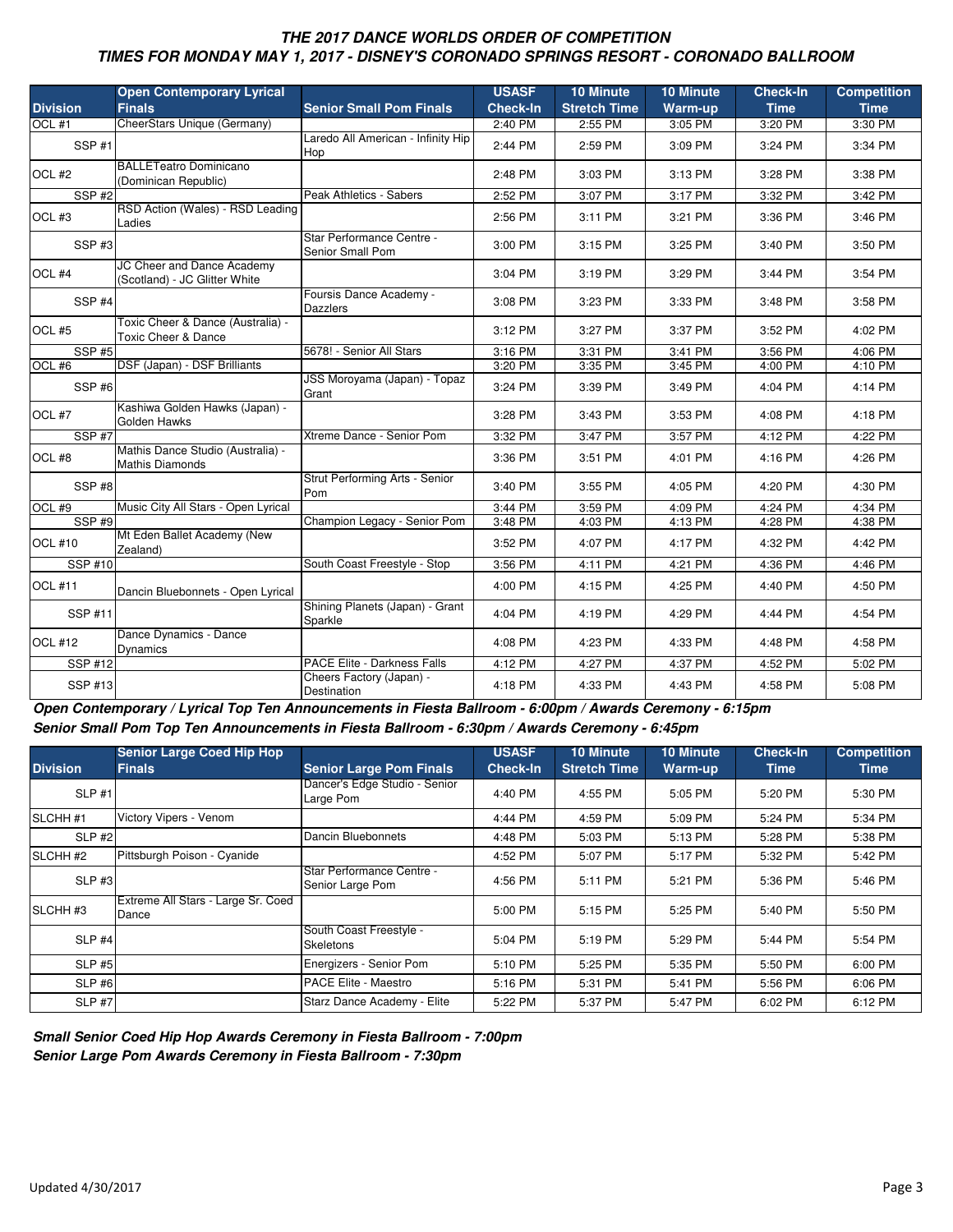## THE 2017 DANCE WORLDS ORDER OF COMPETITION

### TIMES FOR MONDAY MAY 1, 2017 - DISNEY'S CORONADO SPRINGS RESORT - CORONADO BALLROOM

| Division | Open Contemporary Lyrical Finals | Senior Small Pom Finals | USASF Check-In | 10 Minute Stretch Time | 10 Minute Warm-up | Check-In Time | Competition Time |
|---|---|---|---|---|---|---|---|
| OCL #1 | CheerStars Unique (Germany) | | 2:40 PM | 2:55 PM | 3:05 PM | 3:20 PM | 3:30 PM |
| SSP #1 | | Laredo All American - Infinity Hip Hop | 2:44 PM | 2:59 PM | 3:09 PM | 3:24 PM | 3:34 PM |
| OCL #2 | BALLETeatro Dominicano (Dominican Republic) | | 2:48 PM | 3:03 PM | 3:13 PM | 3:28 PM | 3:38 PM |
| SSP #2 | | Peak Athletics - Sabers | 2:52 PM | 3:07 PM | 3:17 PM | 3:32 PM | 3:42 PM |
| OCL #3 | RSD Action (Wales) - RSD Leading Ladies | | 2:56 PM | 3:11 PM | 3:21 PM | 3:36 PM | 3:46 PM |
| SSP #3 | | Star Performance Centre - Senior Small Pom | 3:00 PM | 3:15 PM | 3:25 PM | 3:40 PM | 3:50 PM |
| OCL #4 | JC Cheer and Dance Academy (Scotland) - JC Glitter White | | 3:04 PM | 3:19 PM | 3:29 PM | 3:44 PM | 3:54 PM |
| SSP #4 | | Foursis Dance Academy - Dazzlers | 3:08 PM | 3:23 PM | 3:33 PM | 3:48 PM | 3:58 PM |
| OCL #5 | Toxic Cheer & Dance (Australia) - Toxic Cheer & Dance | | 3:12 PM | 3:27 PM | 3:37 PM | 3:52 PM | 4:02 PM |
| SSP #5 | | 5678! - Senior All Stars | 3:16 PM | 3:31 PM | 3:41 PM | 3:56 PM | 4:06 PM |
| OCL #6 | DSF (Japan) - DSF Brilliants | | 3:20 PM | 3:35 PM | 3:45 PM | 4:00 PM | 4:10 PM |
| SSP #6 | | JSS Moroyama (Japan) - Topaz Grant | 3:24 PM | 3:39 PM | 3:49 PM | 4:04 PM | 4:14 PM |
| OCL #7 | Kashiwa Golden Hawks (Japan) - Golden Hawks | | 3:28 PM | 3:43 PM | 3:53 PM | 4:08 PM | 4:18 PM |
| SSP #7 | | Xtreme Dance - Senior Pom | 3:32 PM | 3:47 PM | 3:57 PM | 4:12 PM | 4:22 PM |
| OCL #8 | Mathis Dance Studio (Australia) - Mathis Diamonds | | 3:36 PM | 3:51 PM | 4:01 PM | 4:16 PM | 4:26 PM |
| SSP #8 | | Strut Performing Arts - Senior Pom | 3:40 PM | 3:55 PM | 4:05 PM | 4:20 PM | 4:30 PM |
| OCL #9 | Music City All Stars - Open Lyrical | | 3:44 PM | 3:59 PM | 4:09 PM | 4:24 PM | 4:34 PM |
| SSP #9 | | Champion Legacy - Senior Pom | 3:48 PM | 4:03 PM | 4:13 PM | 4:28 PM | 4:38 PM |
| OCL #10 | Mt Eden Ballet Academy (New Zealand) | | 3:52 PM | 4:07 PM | 4:17 PM | 4:32 PM | 4:42 PM |
| SSP #10 | | South Coast Freestyle - Stop | 3:56 PM | 4:11 PM | 4:21 PM | 4:36 PM | 4:46 PM |
| OCL #11 | Dancin Bluebonnets - Open Lyrical | | 4:00 PM | 4:15 PM | 4:25 PM | 4:40 PM | 4:50 PM |
| SSP #11 | | Shining Planets (Japan) - Grant Sparkle | 4:04 PM | 4:19 PM | 4:29 PM | 4:44 PM | 4:54 PM |
| OCL #12 | Dance Dynamics - Dance Dynamics | | 4:08 PM | 4:23 PM | 4:33 PM | 4:48 PM | 4:58 PM |
| SSP #12 | | PACE Elite - Darkness Falls | 4:12 PM | 4:27 PM | 4:37 PM | 4:52 PM | 5:02 PM |
| SSP #13 | | Cheers Factory (Japan) - Destination | 4:18 PM | 4:33 PM | 4:43 PM | 4:58 PM | 5:08 PM |

***Open Contemporary / Lyrical Top Ten Announcements in Fiesta Ballroom - 6:00pm / Awards Ceremony - 6:15pm***

***Senior Small Pom Top Ten Announcements in Fiesta Ballroom - 6:30pm / Awards Ceremony - 6:45pm***

| Division | Senior Large Coed Hip Hop Finals | Senior Large Pom Finals | USASF Check-In | 10 Minute Stretch Time | 10 Minute Warm-up | Check-In Time | Competition Time |
|---|---|---|---|---|---|---|---|
| SLP #1 | | Dancer's Edge Studio - Senior Large Pom | 4:40 PM | 4:55 PM | 5:05 PM | 5:20 PM | 5:30 PM |
| SLCHH #1 | Victory Vipers - Venom | | 4:44 PM | 4:59 PM | 5:09 PM | 5:24 PM | 5:34 PM |
| SLP #2 | | Dancin Bluebonnets | 4:48 PM | 5:03 PM | 5:13 PM | 5:28 PM | 5:38 PM |
| SLCHH #2 | Pittsburgh Poison - Cyanide | | 4:52 PM | 5:07 PM | 5:17 PM | 5:32 PM | 5:42 PM |
| SLP #3 | | Star Performance Centre - Senior Large Pom | 4:56 PM | 5:11 PM | 5:21 PM | 5:36 PM | 5:46 PM |
| SLCHH #3 | Extreme All Stars - Large Sr. Coed Dance | | 5:00 PM | 5:15 PM | 5:25 PM | 5:40 PM | 5:50 PM |
| SLP #4 | | South Coast Freestyle - Skeletons | 5:04 PM | 5:19 PM | 5:29 PM | 5:44 PM | 5:54 PM |
| SLP #5 | | Energizers - Senior Pom | 5:10 PM | 5:25 PM | 5:35 PM | 5:50 PM | 6:00 PM |
| SLP #6 | | PACE Elite - Maestro | 5:16 PM | 5:31 PM | 5:41 PM | 5:56 PM | 6:06 PM |
| SLP #7 | | Starz Dance Academy - Elite | 5:22 PM | 5:37 PM | 5:47 PM | 6:02 PM | 6:12 PM |

***Small Senior Coed Hip Hop Awards Ceremony in Fiesta Ballroom - 7:00pm***

***Senior Large Pom Awards Ceremony in Fiesta Ballroom - 7:30pm***

Updated 4/30/2017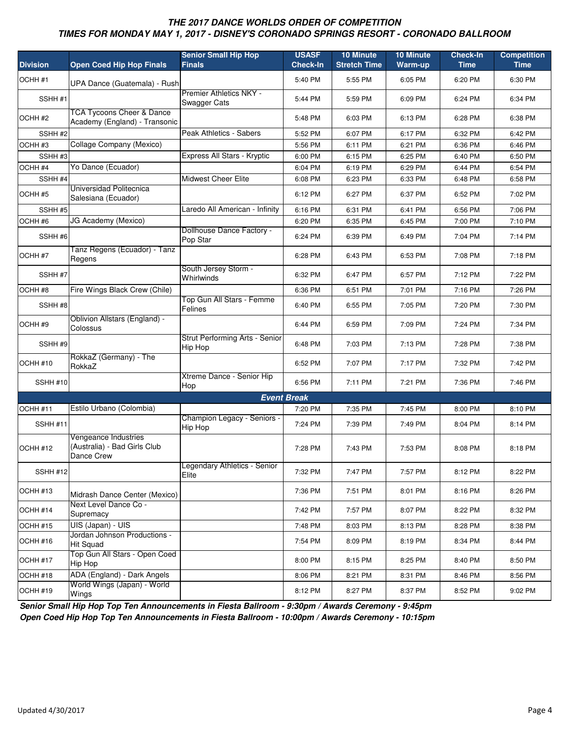***THE 2017 DANCE WORLDS ORDER OF COMPETITION***
***TIMES FOR MONDAY MAY 1, 2017 - DISNEY'S CORONADO SPRINGS RESORT - CORONADO BALLROOM***

| Division | Open Coed Hip Hop Finals | Senior Small Hip Hop Finals | USASF Check-In | 10 Minute Stretch Time | 10 Minute Warm-up | Check-In Time | Competition Time |
|---|---|---|---|---|---|---|---|
| OCHH #1 | UPA Dance (Guatemala) - Rush | | 5:40 PM | 5:55 PM | 6:05 PM | 6:20 PM | 6:30 PM |
| SSHH #1 | | Premier Athletics NKY - Swagger Cats | 5:44 PM | 5:59 PM | 6:09 PM | 6:24 PM | 6:34 PM |
| OCHH #2 | TCA Tycoons Cheer & Dance Academy (England) - Transonic | | 5:48 PM | 6:03 PM | 6:13 PM | 6:28 PM | 6:38 PM |
| SSHH #2 | | Peak Athletics - Sabers | 5:52 PM | 6:07 PM | 6:17 PM | 6:32 PM | 6:42 PM |
| OCHH #3 | Collage Company (Mexico) | | 5:56 PM | 6:11 PM | 6:21 PM | 6:36 PM | 6:46 PM |
| SSHH #3 | | Express All Stars - Kryptic | 6:00 PM | 6:15 PM | 6:25 PM | 6:40 PM | 6:50 PM |
| OCHH #4 | Yo Dance (Ecuador) | | 6:04 PM | 6:19 PM | 6:29 PM | 6:44 PM | 6:54 PM |
| SSHH #4 | | Midwest Cheer Elite | 6:08 PM | 6:23 PM | 6:33 PM | 6:48 PM | 6:58 PM |
| OCHH #5 | Universidad Politecnica Salesiana (Ecuador) | | 6:12 PM | 6:27 PM | 6:37 PM | 6:52 PM | 7:02 PM |
| SSHH #5 | | Laredo All American - Infinity | 6:16 PM | 6:31 PM | 6:41 PM | 6:56 PM | 7:06 PM |
| OCHH #6 | JG Academy (Mexico) | | 6:20 PM | 6:35 PM | 6:45 PM | 7:00 PM | 7:10 PM |
| SSHH #6 | | Dollhouse Dance Factory - Pop Star | 6:24 PM | 6:39 PM | 6:49 PM | 7:04 PM | 7:14 PM |
| OCHH #7 | Tanz Regens (Ecuador) - Tanz Regens | | 6:28 PM | 6:43 PM | 6:53 PM | 7:08 PM | 7:18 PM |
| SSHH #7 | | South Jersey Storm - Whirlwinds | 6:32 PM | 6:47 PM | 6:57 PM | 7:12 PM | 7:22 PM |
| OCHH #8 | Fire Wings Black Crew (Chile) | | 6:36 PM | 6:51 PM | 7:01 PM | 7:16 PM | 7:26 PM |
| SSHH #8 | | Top Gun All Stars - Femme Felines | 6:40 PM | 6:55 PM | 7:05 PM | 7:20 PM | 7:30 PM |
| OCHH #9 | Oblivion Allstars (England) - Colossus | | 6:44 PM | 6:59 PM | 7:09 PM | 7:24 PM | 7:34 PM |
| SSHH #9 | | Strut Performing Arts - Senior Hip Hop | 6:48 PM | 7:03 PM | 7:13 PM | 7:28 PM | 7:38 PM |
| OCHH #10 | RokkaZ (Germany) - The RokkaZ | | 6:52 PM | 7:07 PM | 7:17 PM | 7:32 PM | 7:42 PM |
| SSHH #10 | | Xtreme Dance - Senior Hip Hop | 6:56 PM | 7:11 PM | 7:21 PM | 7:36 PM | 7:46 PM |
| | | ***Event Break*** | | | | | |
| OCHH #11 | Estilo Urbano (Colombia) | | 7:20 PM | 7:35 PM | 7:45 PM | 8:00 PM | 8:10 PM |
| SSHH #11 | | Champion Legacy - Seniors - Hip Hop | 7:24 PM | 7:39 PM | 7:49 PM | 8:04 PM | 8:14 PM |
| OCHH #12 | Vengeance Industries (Australia) - Bad Girls Club Dance Crew | | 7:28 PM | 7:43 PM | 7:53 PM | 8:08 PM | 8:18 PM |
| SSHH #12 | | Legendary Athletics - Senior Elite | 7:32 PM | 7:47 PM | 7:57 PM | 8:12 PM | 8:22 PM |
| OCHH #13 | Midrash Dance Center (Mexico) | | 7:36 PM | 7:51 PM | 8:01 PM | 8:16 PM | 8:26 PM |
| OCHH #14 | Next Level Dance Co - Supremacy | | 7:42 PM | 7:57 PM | 8:07 PM | 8:22 PM | 8:32 PM |
| OCHH #15 | UIS (Japan) - UIS | | 7:48 PM | 8:03 PM | 8:13 PM | 8:28 PM | 8:38 PM |
| OCHH #16 | Jordan Johnson Productions - Hit Squad | | 7:54 PM | 8:09 PM | 8:19 PM | 8:34 PM | 8:44 PM |
| OCHH #17 | Top Gun All Stars - Open Coed Hip Hop | | 8:00 PM | 8:15 PM | 8:25 PM | 8:40 PM | 8:50 PM |
| OCHH #18 | ADA (England) - Dark Angels | | 8:06 PM | 8:21 PM | 8:31 PM | 8:46 PM | 8:56 PM |
| OCHH #19 | World Wings (Japan) - World Wings | | 8:12 PM | 8:27 PM | 8:37 PM | 8:52 PM | 9:02 PM |

***Senior Small Hip Hop Top Ten Announcements in Fiesta Ballroom - 9:30pm / Awards Ceremony - 9:45pm***
***Open Coed Hip Hop Top Ten Announcements in Fiesta Ballroom - 10:00pm / Awards Ceremony - 10:15pm***

Updated 4/30/2017